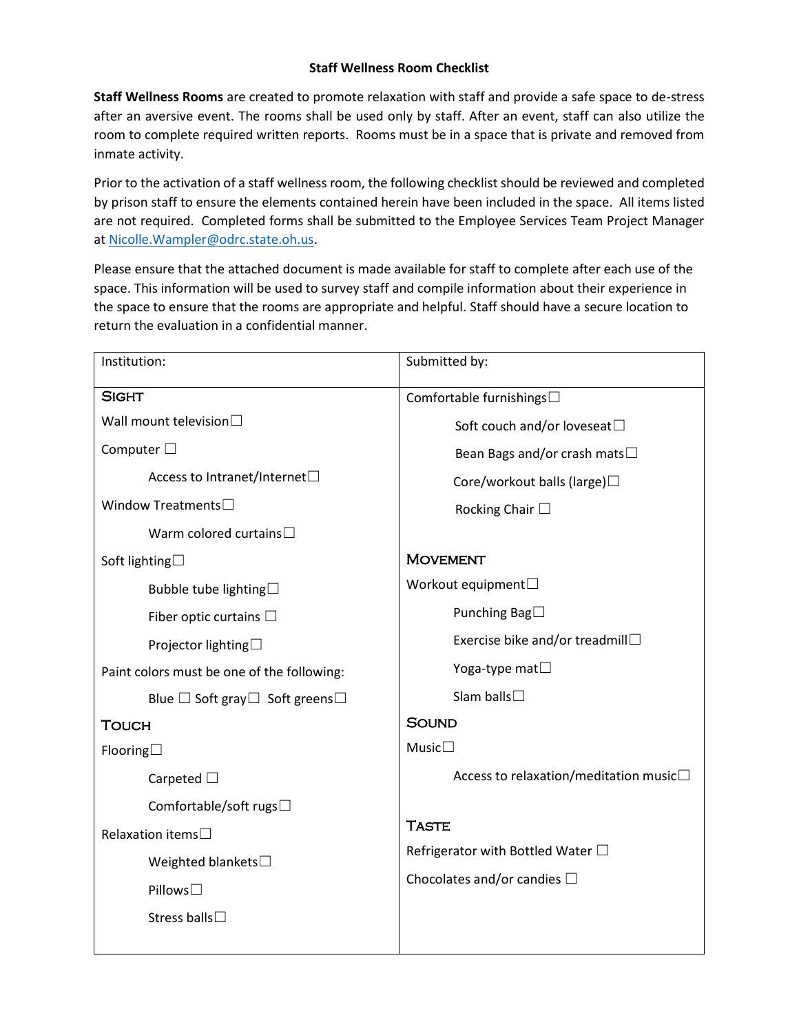# Staff Wellness Room Checklist

**Staff Wellness Rooms** are created to promote relaxation with staff and provide a safe space to de-stress after an aversive event. The rooms shall be used only by staff. After an event, staff can also utilize the room to complete required written reports. Rooms must be in a space that is private and removed from inmate activity.

Prior to the activation of a staff wellness room, the following checklist should be reviewed and completed by prison staff to ensure the elements contained herein have been included in the space. All items listed are not required. Completed forms shall be submitted to the Employee Services Team Project Manager at Nicolle.Wampler@odrc.state.oh.us.

Please ensure that the attached document is made available for staff to complete after each use of the space. This information will be used to survey staff and compile information about their experience in the space to ensure that the rooms are appropriate and helpful. Staff should have a secure location to return the evaluation in a confidential manner.

| Institution: | Submitted by: |
|---|---|
| **SIGHT**<br>Wall mount television ☐<br>Computer ☐<br>&nbsp;&nbsp;&nbsp;&nbsp;Access to Intranet/Internet ☐<br>Window Treatments ☐<br>&nbsp;&nbsp;&nbsp;&nbsp;Warm colored curtains ☐<br>Soft lighting ☐<br>&nbsp;&nbsp;&nbsp;&nbsp;Bubble tube lighting ☐<br>&nbsp;&nbsp;&nbsp;&nbsp;Fiber optic curtains ☐<br>&nbsp;&nbsp;&nbsp;&nbsp;Projector lighting ☐<br>Paint colors must be one of the following:<br>&nbsp;&nbsp;&nbsp;&nbsp;Blue ☐ Soft gray ☐ Soft greens ☐<br>**TOUCH**<br>Flooring ☐<br>&nbsp;&nbsp;&nbsp;&nbsp;Carpeted ☐<br>&nbsp;&nbsp;&nbsp;&nbsp;Comfortable/soft rugs ☐<br>Relaxation items ☐<br>&nbsp;&nbsp;&nbsp;&nbsp;Weighted blankets ☐<br>&nbsp;&nbsp;&nbsp;&nbsp;Pillows ☐<br>&nbsp;&nbsp;&nbsp;&nbsp;Stress balls ☐ | Comfortable furnishings ☐<br>&nbsp;&nbsp;&nbsp;&nbsp;Soft couch and/or loveseat ☐<br>&nbsp;&nbsp;&nbsp;&nbsp;Bean Bags and/or crash mats ☐<br>&nbsp;&nbsp;&nbsp;&nbsp;Core/workout balls (large) ☐<br>&nbsp;&nbsp;&nbsp;&nbsp;Rocking Chair ☐<br>**MOVEMENT**<br>Workout equipment ☐<br>&nbsp;&nbsp;&nbsp;&nbsp;Punching Bag ☐<br>&nbsp;&nbsp;&nbsp;&nbsp;Exercise bike and/or treadmill ☐<br>&nbsp;&nbsp;&nbsp;&nbsp;Yoga-type mat ☐<br>&nbsp;&nbsp;&nbsp;&nbsp;Slam balls ☐<br>**SOUND**<br>Music ☐<br>&nbsp;&nbsp;&nbsp;&nbsp;Access to relaxation/meditation music ☐<br>**TASTE**<br>Refrigerator with Bottled Water ☐<br>Chocolates and/or candies ☐ |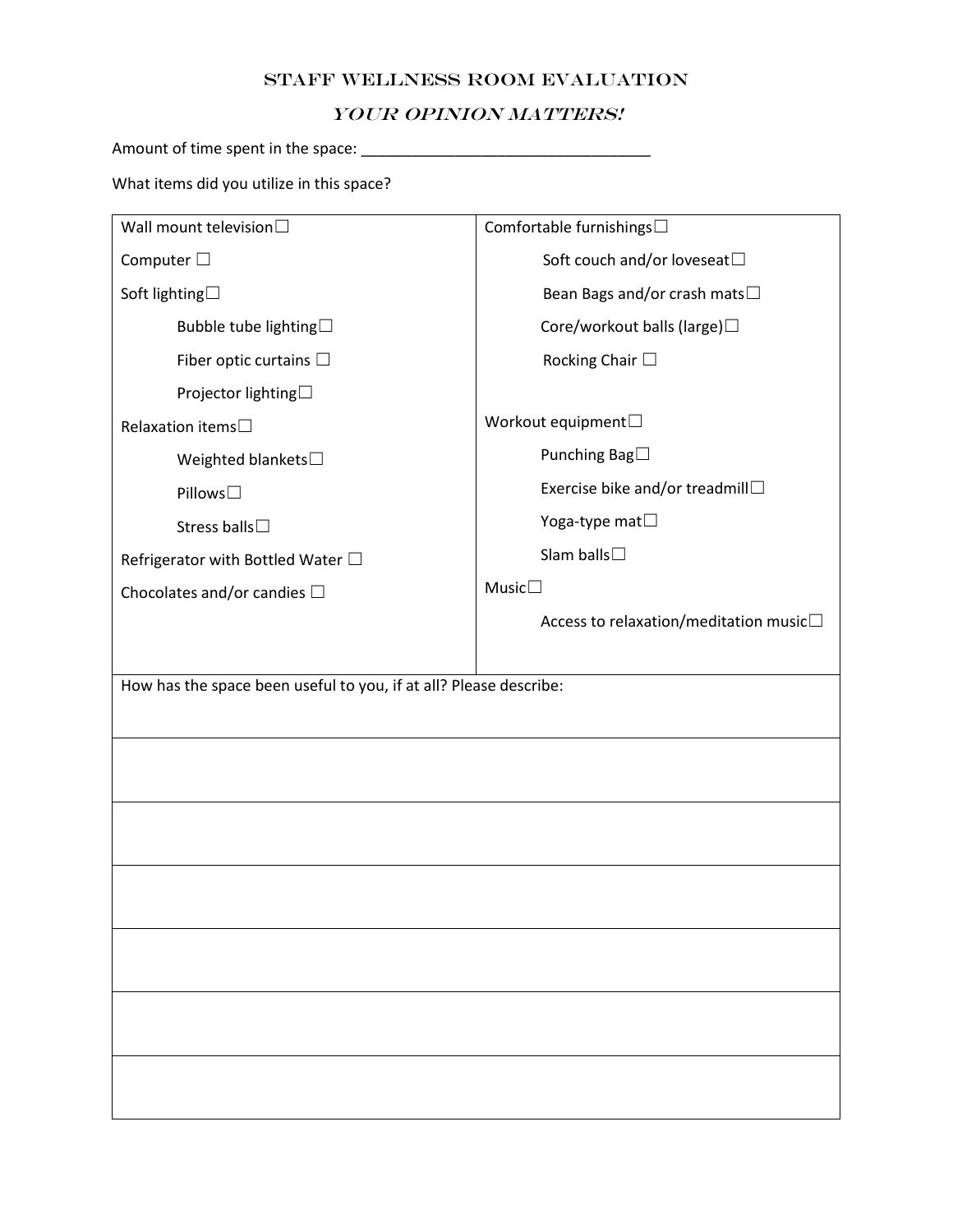# STAFF WELLNESS ROOM EVALUATION

## *YOUR OPINION MATTERS!*

Amount of time spent in the space: ___________________________________

What items did you utilize in this space?

| | |
|---|---|
| Wall mount television☐ | Comfortable furnishings☐ |
| Computer ☐ | Soft couch and/or loveseat☐ |
| Soft lighting☐ | Bean Bags and/or crash mats☐ |
| Bubble tube lighting☐ | Core/workout balls (large)☐ |
| Fiber optic curtains ☐ | Rocking Chair ☐ |
| Projector lighting☐ | |
| Relaxation items☐ | Workout equipment☐ |
| Weighted blankets☐ | Punching Bag☐ |
| Pillows☐ | Exercise bike and/or treadmill☐ |
| Stress balls☐ | Yoga-type mat☐ |
| Refrigerator with Bottled Water ☐ | Slam balls☐ |
| Chocolates and/or candies ☐ | Music☐ |
| | Access to relaxation/meditation music☐ |

How has the space been useful to you, if at all? Please describe: